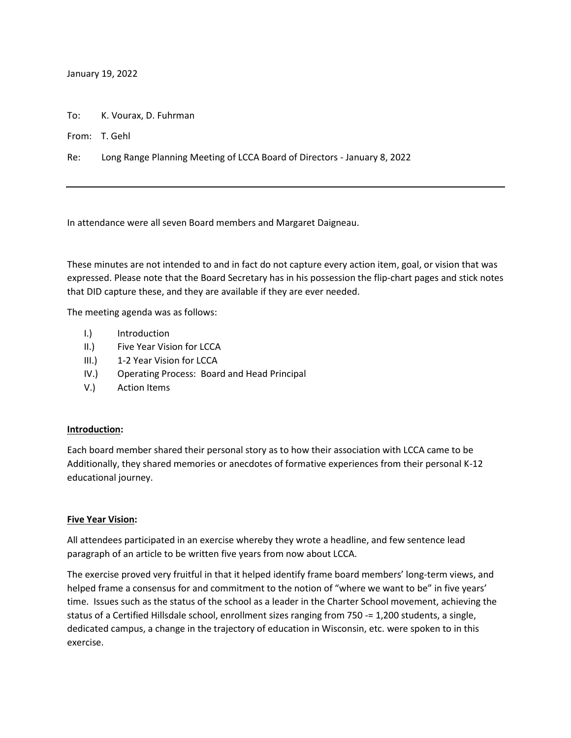January 19, 2022

To: K. Vourax, D. Fuhrman

From: T. Gehl

Re: Long Range Planning Meeting of LCCA Board of Directors - January 8, 2022

---

In attendance were all seven Board members and Margaret Daigneau.

These minutes are not intended to and in fact do not capture every action item, goal, or vision that was expressed. Please note that the Board Secretary has in his possession the flip-chart pages and stick notes that DID capture these, and they are available if they are ever needed.

The meeting agenda was as follows:

- I.) Introduction
- II.) Five Year Vision for LCCA
- III.) 1-2 Year Vision for LCCA
- IV.) Operating Process: Board and Head Principal
- V.) Action Items

**<u>Introduction</u>:**

Each board member shared their personal story as to how their association with LCCA came to be Additionally, they shared memories or anecdotes of formative experiences from their personal K-12 educational journey.

**<u>Five Year Vision</u>:**

All attendees participated in an exercise whereby they wrote a headline, and few sentence lead paragraph of an article to be written five years from now about LCCA.

The exercise proved very fruitful in that it helped identify frame board members' long-term views, and helped frame a consensus for and commitment to the notion of "where we want to be" in five years' time. Issues such as the status of the school as a leader in the Charter School movement, achieving the status of a Certified Hillsdale school, enrollment sizes ranging from 750 -= 1,200 students, a single, dedicated campus, a change in the trajectory of education in Wisconsin, etc. were spoken to in this exercise.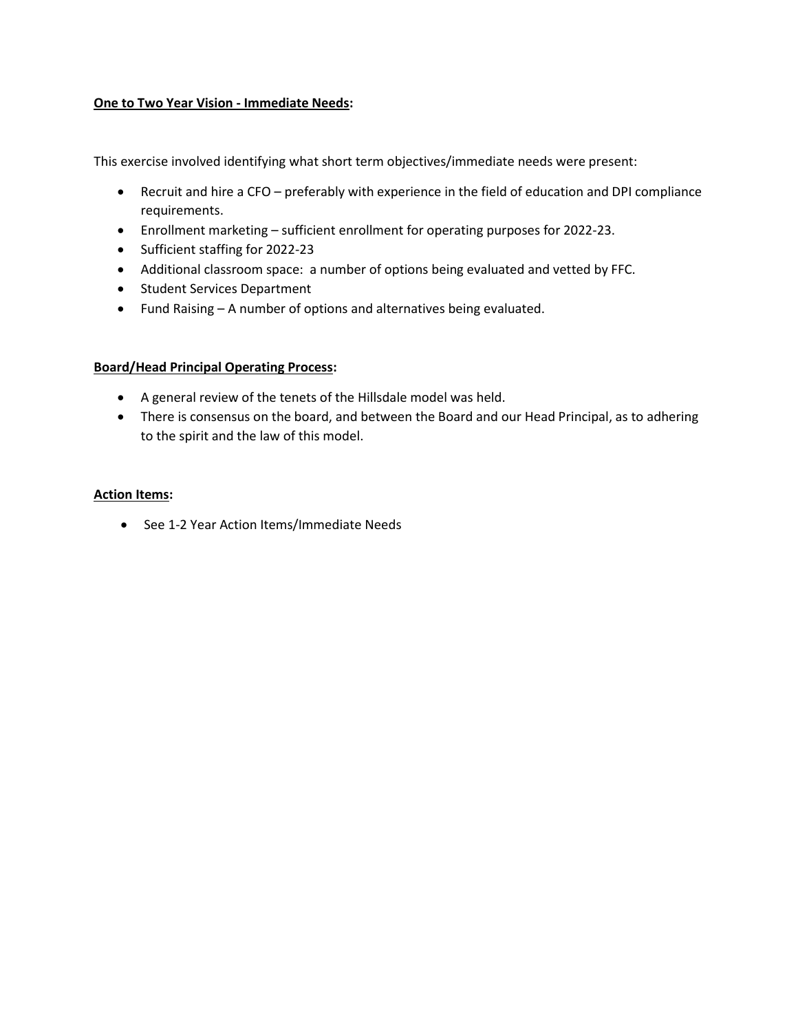**<u>One to Two Year Vision - Immediate Needs</u>:**

This exercise involved identifying what short term objectives/immediate needs were present:

- Recruit and hire a CFO – preferably with experience in the field of education and DPI compliance requirements.
- Enrollment marketing – sufficient enrollment for operating purposes for 2022-23.
- Sufficient staffing for 2022-23
- Additional classroom space: a number of options being evaluated and vetted by FFC.
- Student Services Department
- Fund Raising – A number of options and alternatives being evaluated.

**<u>Board/Head Principal Operating Process</u>:**

- A general review of the tenets of the Hillsdale model was held.
- There is consensus on the board, and between the Board and our Head Principal, as to adhering to the spirit and the law of this model.

**<u>Action Items</u>:**

- See 1-2 Year Action Items/Immediate Needs